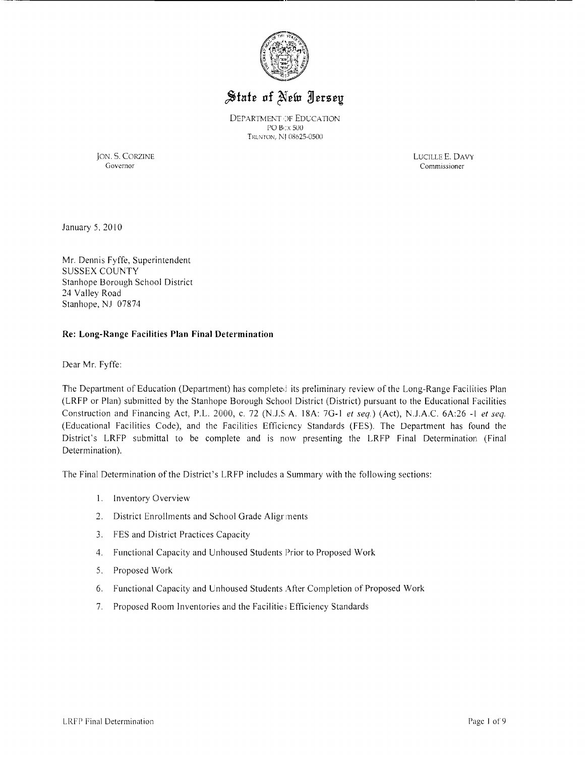# State of New Jersey

DEPARTMENT OF EDUCATION
PO BOX 500
TRENTON, NJ 08625-0500

JON. S. CORZINE
Governor

LUCILLE E. DAVY
Commissioner

January 5, 2010

Mr. Dennis Fyffe, Superintendent
SUSSEX COUNTY
Stanhope Borough School District
24 Valley Road
Stanhope, NJ 07874

**Re: Long-Range Facilities Plan Final Determination**

Dear Mr. Fyffe:

The Department of Education (Department) has completed its preliminary review of the Long-Range Facilities Plan (LRFP or Plan) submitted by the Stanhope Borough School District (District) pursuant to the Educational Facilities Construction and Financing Act, P.L. 2000, c. 72 (N.J.S.A. 18A: 7G-1 *et seq.*) (Act), N.J.A.C. 6A:26 -1 *et seq.* (Educational Facilities Code), and the Facilities Efficiency Standards (FES). The Department has found the District's LRFP submittal to be complete and is now presenting the LRFP Final Determination (Final Determination).

The Final Determination of the District's LRFP includes a Summary with the following sections:

1. Inventory Overview
2. District Enrollments and School Grade Alignments
3. FES and District Practices Capacity
4. Functional Capacity and Unhoused Students Prior to Proposed Work
5. Proposed Work
6. Functional Capacity and Unhoused Students After Completion of Proposed Work
7. Proposed Room Inventories and the Facilities Efficiency Standards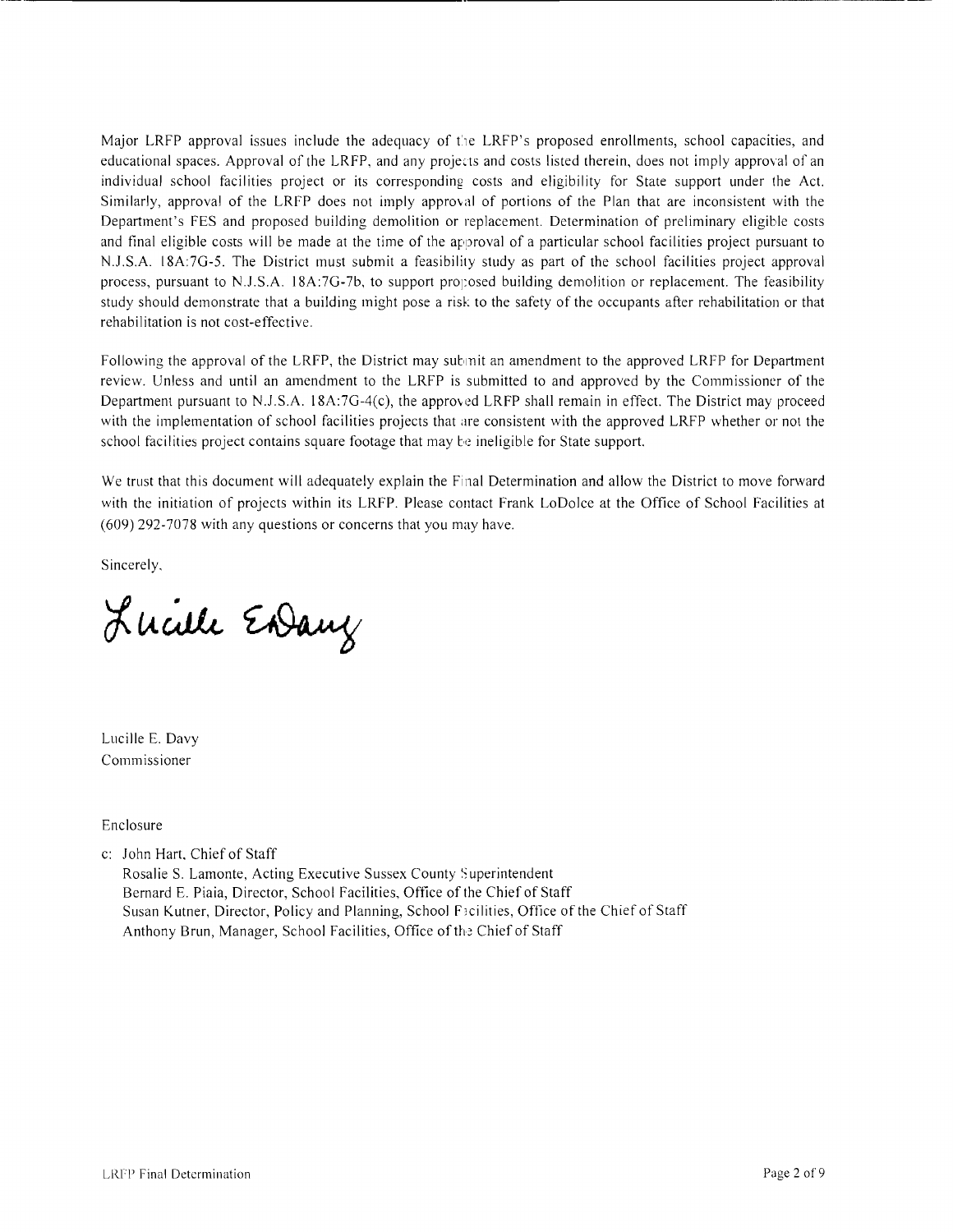Major LRFP approval issues include the adequacy of the LRFP's proposed enrollments, school capacities, and educational spaces. Approval of the LRFP, and any projects and costs listed therein, does not imply approval of an individual school facilities project or its corresponding costs and eligibility for State support under the Act. Similarly, approval of the LRFP does not imply approval of portions of the Plan that are inconsistent with the Department's FES and proposed building demolition or replacement. Determination of preliminary eligible costs and final eligible costs will be made at the time of the approval of a particular school facilities project pursuant to N.J.S.A. 18A:7G-5. The District must submit a feasibility study as part of the school facilities project approval process, pursuant to N.J.S.A. 18A:7G-7b, to support proposed building demolition or replacement. The feasibility study should demonstrate that a building might pose a risk to the safety of the occupants after rehabilitation or that rehabilitation is not cost-effective.

Following the approval of the LRFP, the District may submit an amendment to the approved LRFP for Department review. Unless and until an amendment to the LRFP is submitted to and approved by the Commissioner of the Department pursuant to N.J.S.A. 18A:7G-4(c), the approved LRFP shall remain in effect. The District may proceed with the implementation of school facilities projects that are consistent with the approved LRFP whether or not the school facilities project contains square footage that may be ineligible for State support.

We trust that this document will adequately explain the Final Determination and allow the District to move forward with the initiation of projects within its LRFP. Please contact Frank LoDolce at the Office of School Facilities at (609) 292-7078 with any questions or concerns that you may have.

Sincerely,

Lucille E. Davy
Commissioner

Enclosure

c: John Hart, Chief of Staff
Rosalie S. Lamonte, Acting Executive Sussex County Superintendent
Bernard E. Piaia, Director, School Facilities, Office of the Chief of Staff
Susan Kutner, Director, Policy and Planning, School Facilities, Office of the Chief of Staff
Anthony Brun, Manager, School Facilities, Office of the Chief of Staff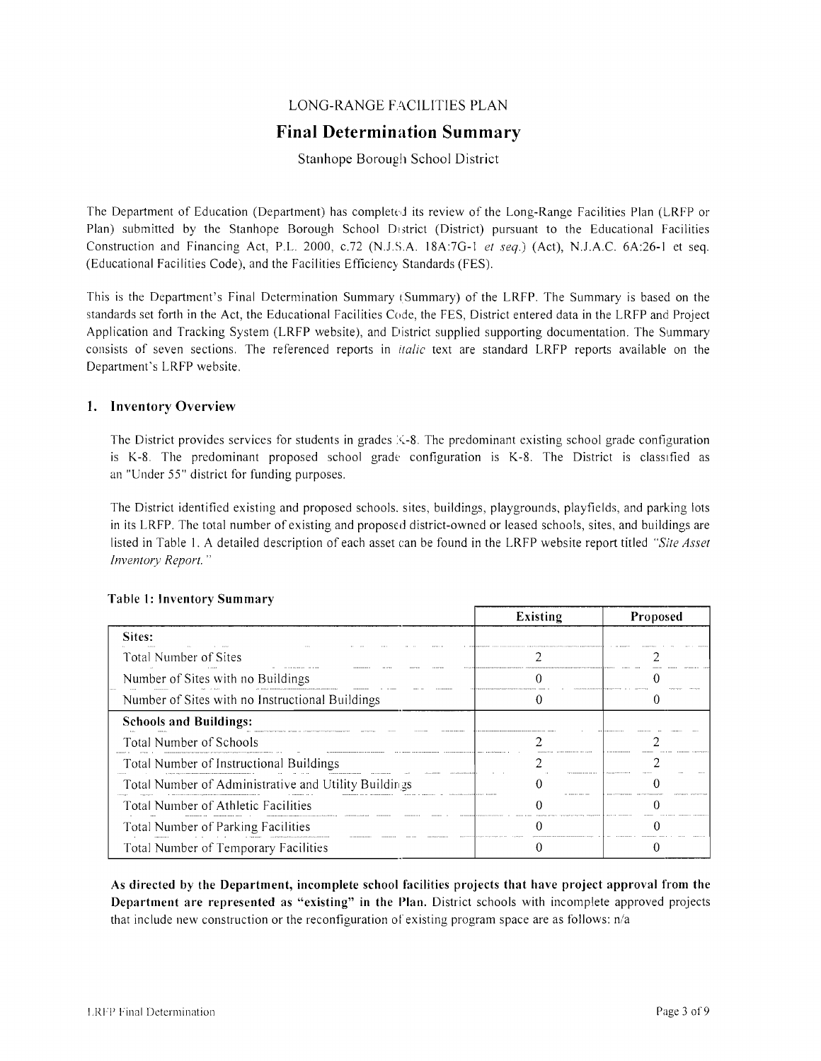LONG-RANGE FACILITIES PLAN

# Final Determination Summary

Stanhope Borough School District

The Department of Education (Department) has completed its review of the Long-Range Facilities Plan (LRFP or Plan) submitted by the Stanhope Borough School District (District) pursuant to the Educational Facilities Construction and Financing Act, P.L. 2000, c.72 (N.J.S.A. 18A:7G-1 *et seq.*) (Act), N.J.A.C. 6A:26-1 et seq. (Educational Facilities Code), and the Facilities Efficiency Standards (FES).

This is the Department's Final Determination Summary (Summary) of the LRFP. The Summary is based on the standards set forth in the Act, the Educational Facilities Code, the FES, District entered data in the LRFP and Project Application and Tracking System (LRFP website), and District supplied supporting documentation. The Summary consists of seven sections. The referenced reports in *italic* text are standard LRFP reports available on the Department's LRFP website.

## 1. Inventory Overview

The District provides services for students in grades K-8. The predominant existing school grade configuration is K-8. The predominant proposed school grade configuration is K-8. The District is classified as an "Under 55" district for funding purposes.

The District identified existing and proposed schools, sites, buildings, playgrounds, playfields, and parking lots in its LRFP. The total number of existing and proposed district-owned or leased schools, sites, and buildings are listed in Table 1. A detailed description of each asset can be found in the LRFP website report titled *"Site Asset Inventory Report."*

**Table 1: Inventory Summary**

| | Existing | Proposed |
|---|---|---|
| **Sites:** | | |
| Total Number of Sites | 2 | 2 |
| Number of Sites with no Buildings | 0 | 0 |
| Number of Sites with no Instructional Buildings | 0 | 0 |
| **Schools and Buildings:** | | |
| Total Number of Schools | 2 | 2 |
| Total Number of Instructional Buildings | 2 | 2 |
| Total Number of Administrative and Utility Buildings | 0 | 0 |
| Total Number of Athletic Facilities | 0 | 0 |
| Total Number of Parking Facilities | 0 | 0 |
| Total Number of Temporary Facilities | 0 | 0 |

**As directed by the Department, incomplete school facilities projects that have project approval from the Department are represented as "existing" in the Plan.** District schools with incomplete approved projects that include new construction or the reconfiguration of existing program space are as follows: n/a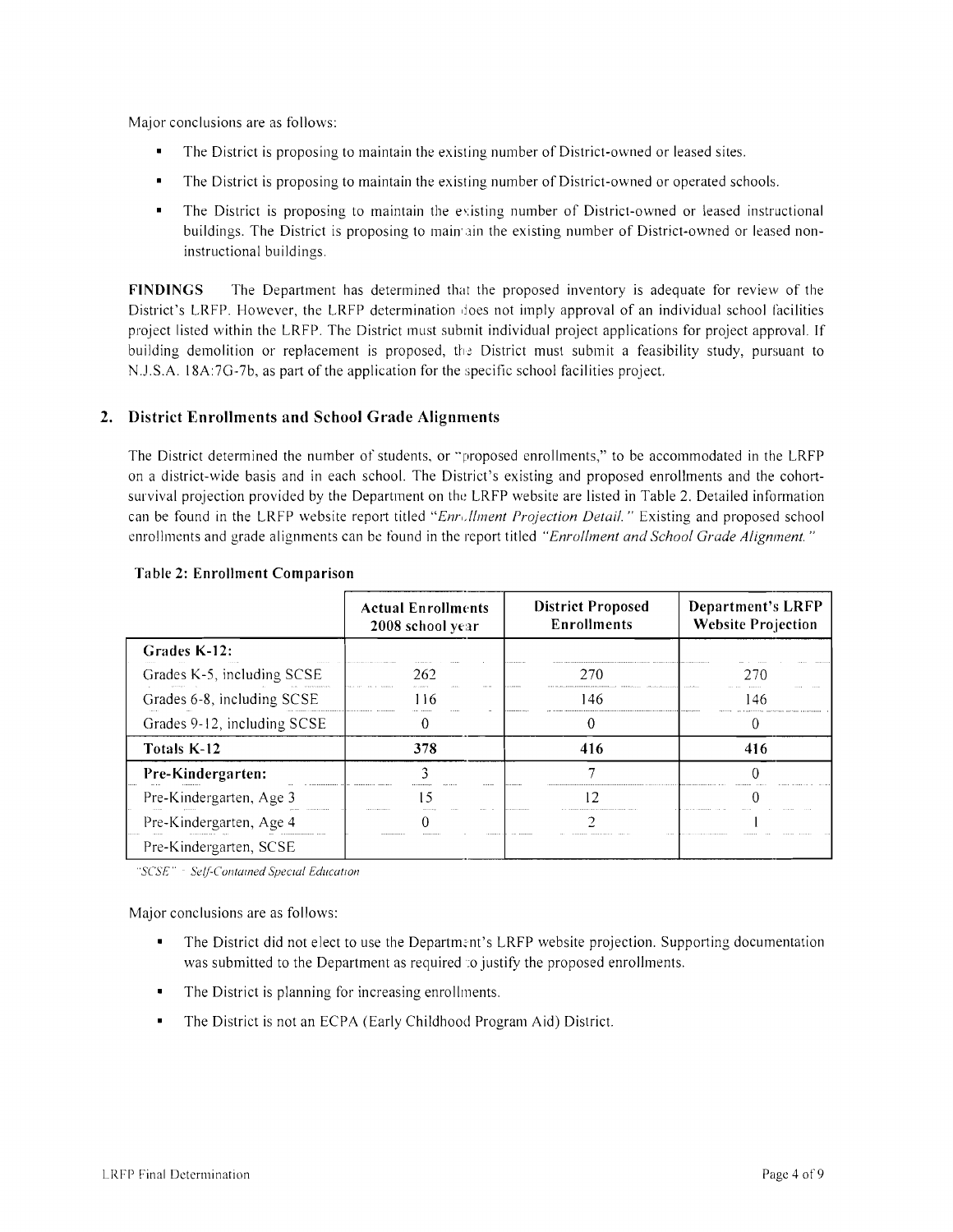Major conclusions are as follows:

- The District is proposing to maintain the existing number of District-owned or leased sites.
- The District is proposing to maintain the existing number of District-owned or operated schools.
- The District is proposing to maintain the existing number of District-owned or leased instructional buildings. The District is proposing to maintain the existing number of District-owned or leased non-instructional buildings.

**FINDINGS** The Department has determined that the proposed inventory is adequate for review of the District's LRFP. However, the LRFP determination does not imply approval of an individual school facilities project listed within the LRFP. The District must submit individual project applications for project approval. If building demolition or replacement is proposed, the District must submit a feasibility study, pursuant to N.J.S.A. 18A:7G-7b, as part of the application for the specific school facilities project.

## 2. District Enrollments and School Grade Alignments

The District determined the number of students, or "proposed enrollments," to be accommodated in the LRFP on a district-wide basis and in each school. The District's existing and proposed enrollments and the cohort-survival projection provided by the Department on the LRFP website are listed in Table 2. Detailed information can be found in the LRFP website report titled *"Enrollment Projection Detail."* Existing and proposed school enrollments and grade alignments can be found in the report titled *"Enrollment and School Grade Alignment."*

**Table 2: Enrollment Comparison**

| | Actual Enrollments 2008 school year | District Proposed Enrollments | Department's LRFP Website Projection |
|---|---|---|---|
| **Grades K-12:** | | | |
| Grades K-5, including SCSE | 262 | 270 | 270 |
| Grades 6-8, including SCSE | 116 | 146 | 146 |
| Grades 9-12, including SCSE | 0 | 0 | 0 |
| **Totals K-12** | **378** | **416** | **416** |
| **Pre-Kindergarten:** | 3 | 7 | 0 |
| Pre-Kindergarten, Age 3 | 15 | 12 | 0 |
| Pre-Kindergarten, Age 4 | 0 | 2 | 1 |
| Pre-Kindergarten, SCSE | | | |

*"SCSE" = Self-Contained Special Education*

Major conclusions are as follows:

- The District did not elect to use the Department's LRFP website projection. Supporting documentation was submitted to the Department as required to justify the proposed enrollments.
- The District is planning for increasing enrollments.
- The District is not an ECPA (Early Childhood Program Aid) District.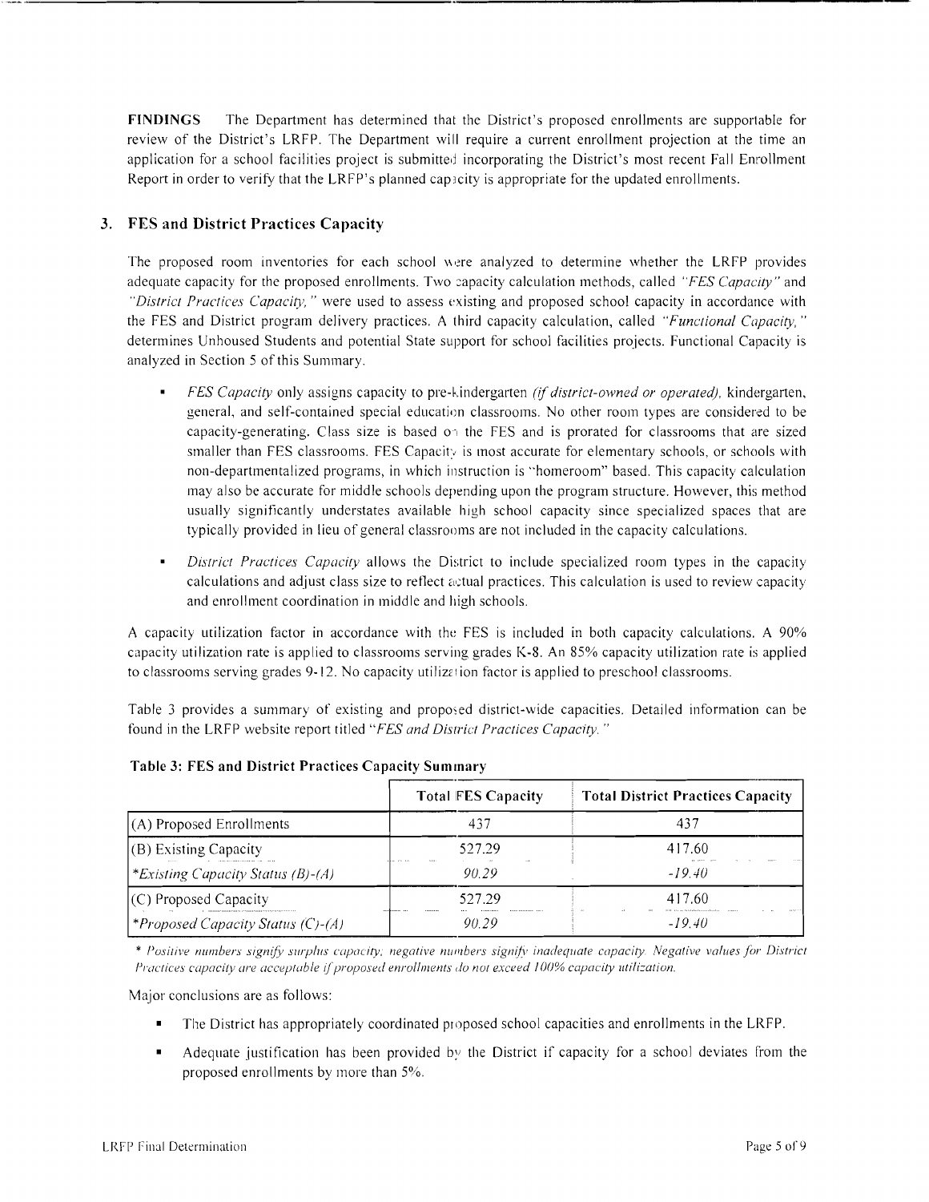**FINDINGS** The Department has determined that the District's proposed enrollments are supportable for review of the District's LRFP. The Department will require a current enrollment projection at the time an application for a school facilities project is submitted incorporating the District's most recent Fall Enrollment Report in order to verify that the LRFP's planned capacity is appropriate for the updated enrollments.

## 3. FES and District Practices Capacity

The proposed room inventories for each school were analyzed to determine whether the LRFP provides adequate capacity for the proposed enrollments. Two capacity calculation methods, called *"FES Capacity"* and *"District Practices Capacity,"* were used to assess existing and proposed school capacity in accordance with the FES and District program delivery practices. A third capacity calculation, called *"Functional Capacity,"* determines Unhoused Students and potential State support for school facilities projects. Functional Capacity is analyzed in Section 5 of this Summary.

- *FES Capacity* only assigns capacity to pre-kindergarten *(if district-owned or operated),* kindergarten, general, and self-contained special education classrooms. No other room types are considered to be capacity-generating. Class size is based on the FES and is prorated for classrooms that are sized smaller than FES classrooms. FES Capacity is most accurate for elementary schools, or schools with non-departmentalized programs, in which instruction is "homeroom" based. This capacity calculation may also be accurate for middle schools depending upon the program structure. However, this method usually significantly understates available high school capacity since specialized spaces that are typically provided in lieu of general classrooms are not included in the capacity calculations.

- *District Practices Capacity* allows the District to include specialized room types in the capacity calculations and adjust class size to reflect actual practices. This calculation is used to review capacity and enrollment coordination in middle and high schools.

A capacity utilization factor in accordance with the FES is included in both capacity calculations. A 90% capacity utilization rate is applied to classrooms serving grades K-8. An 85% capacity utilization rate is applied to classrooms serving grades 9-12. No capacity utilization factor is applied to preschool classrooms.

Table 3 provides a summary of existing and proposed district-wide capacities. Detailed information can be found in the LRFP website report titled *"FES and District Practices Capacity."*

**Table 3: FES and District Practices Capacity Summary**

| | Total FES Capacity | Total District Practices Capacity |
|---|---|---|
| (A) Proposed Enrollments | 437 | 437 |
| (B) Existing Capacity | 527.29 | 417.60 |
| *\*Existing Capacity Status (B)-(A)* | *90.29* | *-19.40* |
| (C) Proposed Capacity | 527.29 | 417.60 |
| *\*Proposed Capacity Status (C)-(A)* | *90.29* | *-19.40* |

*\* Positive numbers signify surplus capacity; negative numbers signify inadequate capacity. Negative values for District Practices capacity are acceptable if proposed enrollments do not exceed 100% capacity utilization.*

Major conclusions are as follows:

- The District has appropriately coordinated proposed school capacities and enrollments in the LRFP.
- Adequate justification has been provided by the District if capacity for a school deviates from the proposed enrollments by more than 5%.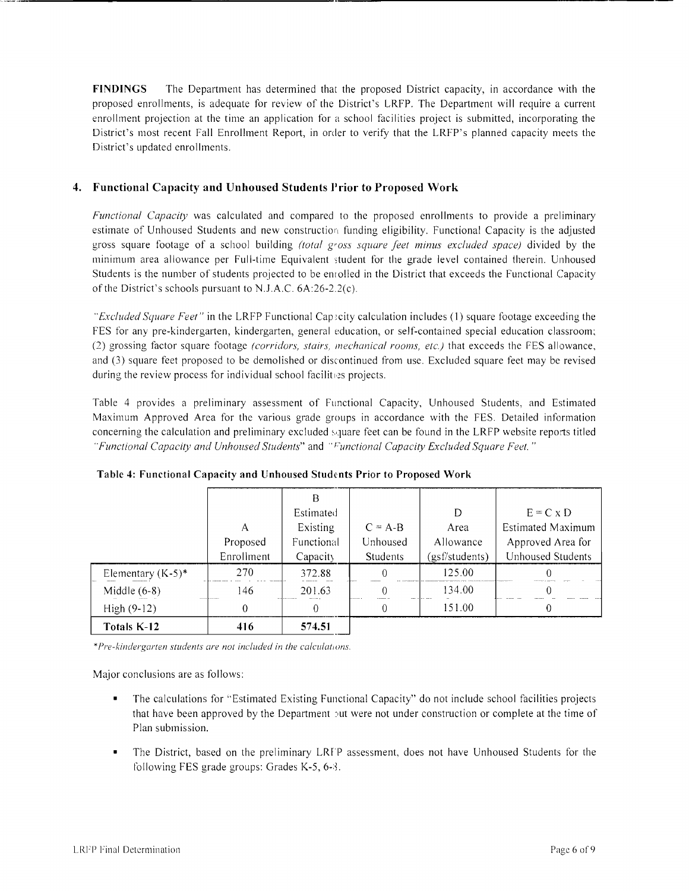**FINDINGS** The Department has determined that the proposed District capacity, in accordance with the proposed enrollments, is adequate for review of the District's LRFP. The Department will require a current enrollment projection at the time an application for a school facilities project is submitted, incorporating the District's most recent Fall Enrollment Report, in order to verify that the LRFP's planned capacity meets the District's updated enrollments.

## 4. Functional Capacity and Unhoused Students Prior to Proposed Work

*Functional Capacity* was calculated and compared to the proposed enrollments to provide a preliminary estimate of Unhoused Students and new construction funding eligibility. Functional Capacity is the adjusted gross square footage of a school building *(total gross square feet minus excluded space)* divided by the minimum area allowance per Full-time Equivalent student for the grade level contained therein. Unhoused Students is the number of students projected to be enrolled in the District that exceeds the Functional Capacity of the District's schools pursuant to N.J.A.C. 6A:26-2.2(c).

*"Excluded Square Feet"* in the LRFP Functional Capacity calculation includes (1) square footage exceeding the FES for any pre-kindergarten, kindergarten, general education, or self-contained special education classroom; (2) grossing factor square footage *(corridors, stairs, mechanical rooms, etc.)* that exceeds the FES allowance, and (3) square feet proposed to be demolished or discontinued from use. Excluded square feet may be revised during the review process for individual school facilities projects.

Table 4 provides a preliminary assessment of Functional Capacity, Unhoused Students, and Estimated Maximum Approved Area for the various grade groups in accordance with the FES. Detailed information concerning the calculation and preliminary excluded square feet can be found in the LRFP website reports titled *"Functional Capacity and Unhoused Students"* and *"Functional Capacity Excluded Square Feet."*

**Table 4: Functional Capacity and Unhoused Students Prior to Proposed Work**

| | A Proposed Enrollment | B Estimated Existing Functional Capacity | C = A-B Unhoused Students | D Area Allowance (gsf/students) | E = C x D Estimated Maximum Approved Area for Unhoused Students |
|---|---|---|---|---|---|
| Elementary (K-5)* | 270 | 372.88 | 0 | 125.00 | 0 |
| Middle (6-8) | 146 | 201.63 | 0 | 134.00 | 0 |
| High (9-12) | 0 | 0 | 0 | 151.00 | 0 |
| **Totals K-12** | **416** | **574.51** | | | |

*\*Pre-kindergarten students are not included in the calculations.*

Major conclusions are as follows:

- The calculations for "Estimated Existing Functional Capacity" do not include school facilities projects that have been approved by the Department but were not under construction or complete at the time of Plan submission.
- The District, based on the preliminary LRFP assessment, does not have Unhoused Students for the following FES grade groups: Grades K-5, 6-8.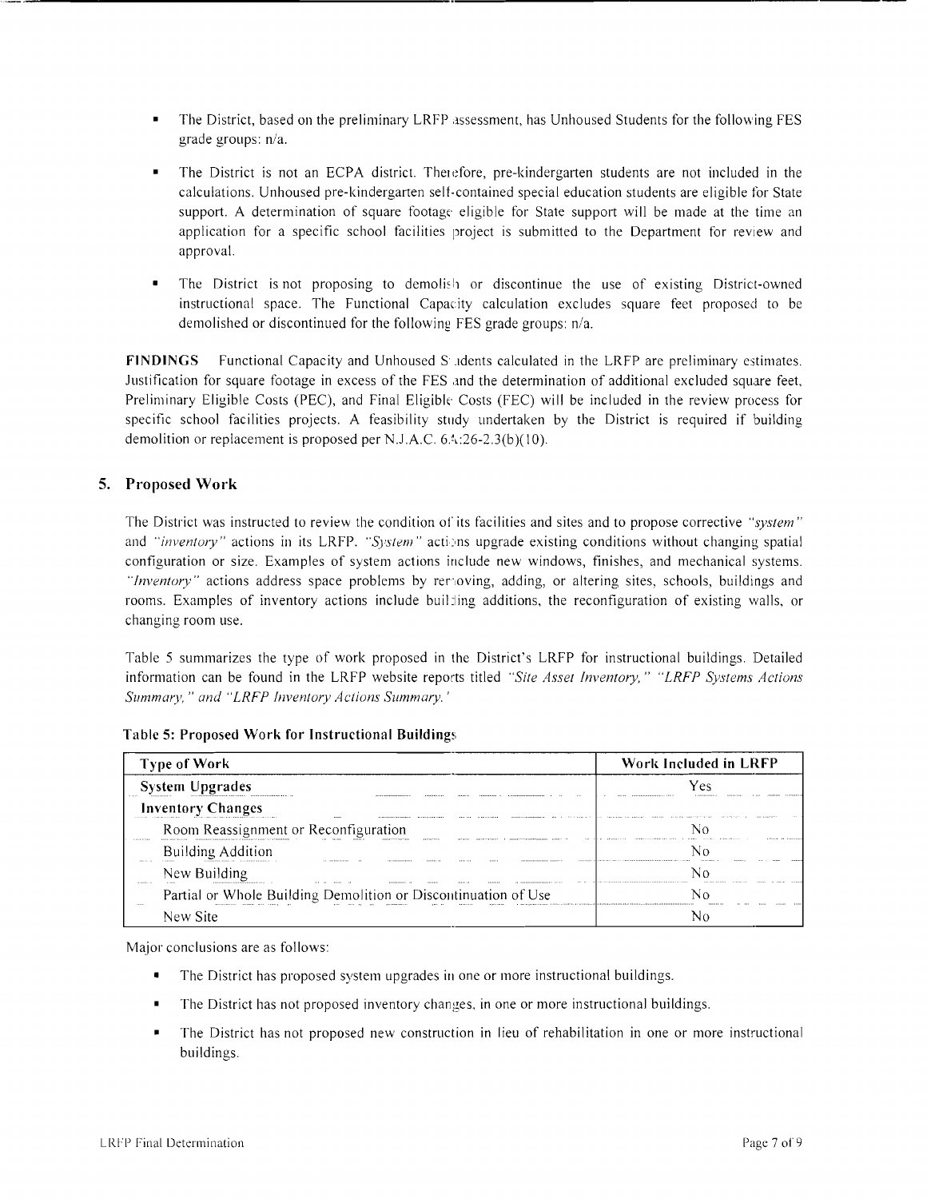- The District, based on the preliminary LRFP assessment, has Unhoused Students for the following FES grade groups: n/a.

- The District is not an ECPA district. Therefore, pre-kindergarten students are not included in the calculations. Unhoused pre-kindergarten self-contained special education students are eligible for State support. A determination of square footage eligible for State support will be made at the time an application for a specific school facilities project is submitted to the Department for review and approval.

- The District is not proposing to demolish or discontinue the use of existing District-owned instructional space. The Functional Capacity calculation excludes square feet proposed to be demolished or discontinued for the following FES grade groups: n/a.

**FINDINGS** Functional Capacity and Unhoused Students calculated in the LRFP are preliminary estimates. Justification for square footage in excess of the FES and the determination of additional excluded square feet, Preliminary Eligible Costs (PEC), and Final Eligible Costs (FEC) will be included in the review process for specific school facilities projects. A feasibility study undertaken by the District is required if building demolition or replacement is proposed per N.J.A.C. 6A:26-2.3(b)(10).

## 5. Proposed Work

The District was instructed to review the condition of its facilities and sites and to propose corrective *"system"* and *"inventory"* actions in its LRFP. *"System"* actions upgrade existing conditions without changing spatial configuration or size. Examples of system actions include new windows, finishes, and mechanical systems. *"Inventory"* actions address space problems by removing, adding, or altering sites, schools, buildings and rooms. Examples of inventory actions include building additions, the reconfiguration of existing walls, or changing room use.

Table 5 summarizes the type of work proposed in the District's LRFP for instructional buildings. Detailed information can be found in the LRFP website reports titled *"Site Asset Inventory," "LRFP Systems Actions Summary," and "LRFP Inventory Actions Summary."*

**Table 5: Proposed Work for Instructional Buildings**

| Type of Work | Work Included in LRFP |
|---|---|
| **System Upgrades** | Yes |
| **Inventory Changes** | |
| Room Reassignment or Reconfiguration | No |
| Building Addition | No |
| New Building | No |
| Partial or Whole Building Demolition or Discontinuation of Use | No |
| New Site | No |

Major conclusions are as follows:

- The District has proposed system upgrades in one or more instructional buildings.

- The District has not proposed inventory changes, in one or more instructional buildings.

- The District has not proposed new construction in lieu of rehabilitation in one or more instructional buildings.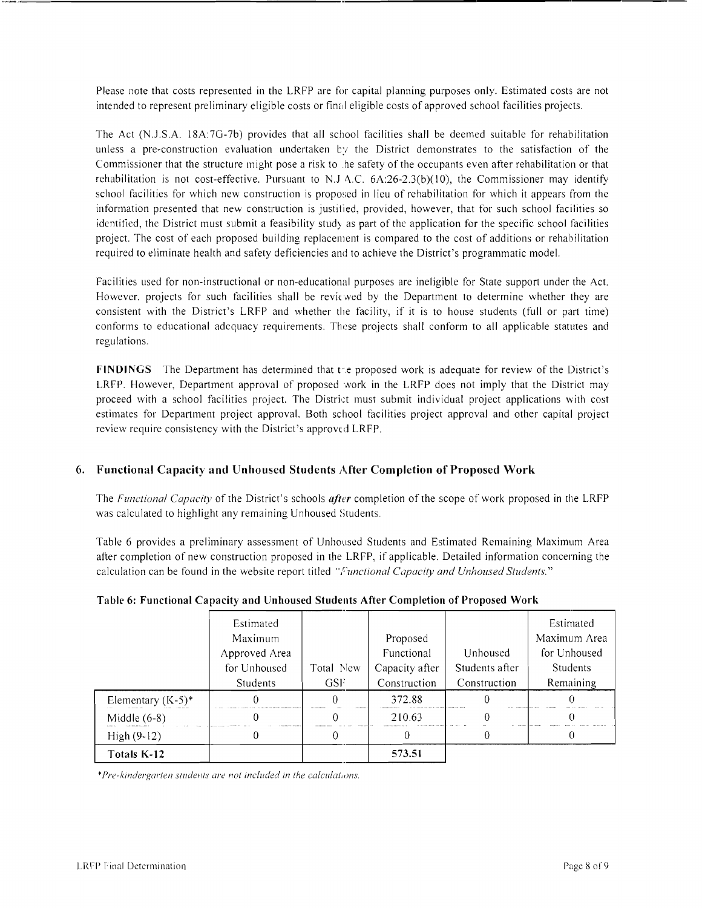Please note that costs represented in the LRFP are for capital planning purposes only. Estimated costs are not intended to represent preliminary eligible costs or final eligible costs of approved school facilities projects.

The Act (N.J.S.A. 18A:7G-7b) provides that all school facilities shall be deemed suitable for rehabilitation unless a pre-construction evaluation undertaken by the District demonstrates to the satisfaction of the Commissioner that the structure might pose a risk to the safety of the occupants even after rehabilitation or that rehabilitation is not cost-effective. Pursuant to N.J.A.C. 6A:26-2.3(b)(10), the Commissioner may identify school facilities for which new construction is proposed in lieu of rehabilitation for which it appears from the information presented that new construction is justified, provided, however, that for such school facilities so identified, the District must submit a feasibility study as part of the application for the specific school facilities project. The cost of each proposed building replacement is compared to the cost of additions or rehabilitation required to eliminate health and safety deficiencies and to achieve the District's programmatic model.

Facilities used for non-instructional or non-educational purposes are ineligible for State support under the Act. However, projects for such facilities shall be reviewed by the Department to determine whether they are consistent with the District's LRFP and whether the facility, if it is to house students (full or part time) conforms to educational adequacy requirements. These projects shall conform to all applicable statutes and regulations.

**FINDINGS** The Department has determined that the proposed work is adequate for review of the District's LRFP. However, Department approval of proposed work in the LRFP does not imply that the District may proceed with a school facilities project. The District must submit individual project applications with cost estimates for Department project approval. Both school facilities project approval and other capital project review require consistency with the District's approved LRFP.

## 6. Functional Capacity and Unhoused Students After Completion of Proposed Work

The *Functional Capacity* of the District's schools ***after*** completion of the scope of work proposed in the LRFP was calculated to highlight any remaining Unhoused Students.

Table 6 provides a preliminary assessment of Unhoused Students and Estimated Remaining Maximum Area after completion of new construction proposed in the LRFP, if applicable. Detailed information concerning the calculation can be found in the website report titled "*Functional Capacity and Unhoused Students.*"

**Table 6: Functional Capacity and Unhoused Students After Completion of Proposed Work**

| | Estimated Maximum Approved Area for Unhoused Students | Total New GSF | Proposed Functional Capacity after Construction | Unhoused Students after Construction | Estimated Maximum Area for Unhoused Students Remaining |
|---|---|---|---|---|---|
| Elementary (K-5)* | 0 | 0 | 372.88 | 0 | 0 |
| Middle (6-8) | 0 | 0 | 210.63 | 0 | 0 |
| High (9-12) | 0 | 0 | 0 | 0 | 0 |
| **Totals K-12** | | | **573.51** | | |

*\*Pre-kindergarten students are not included in the calculations.*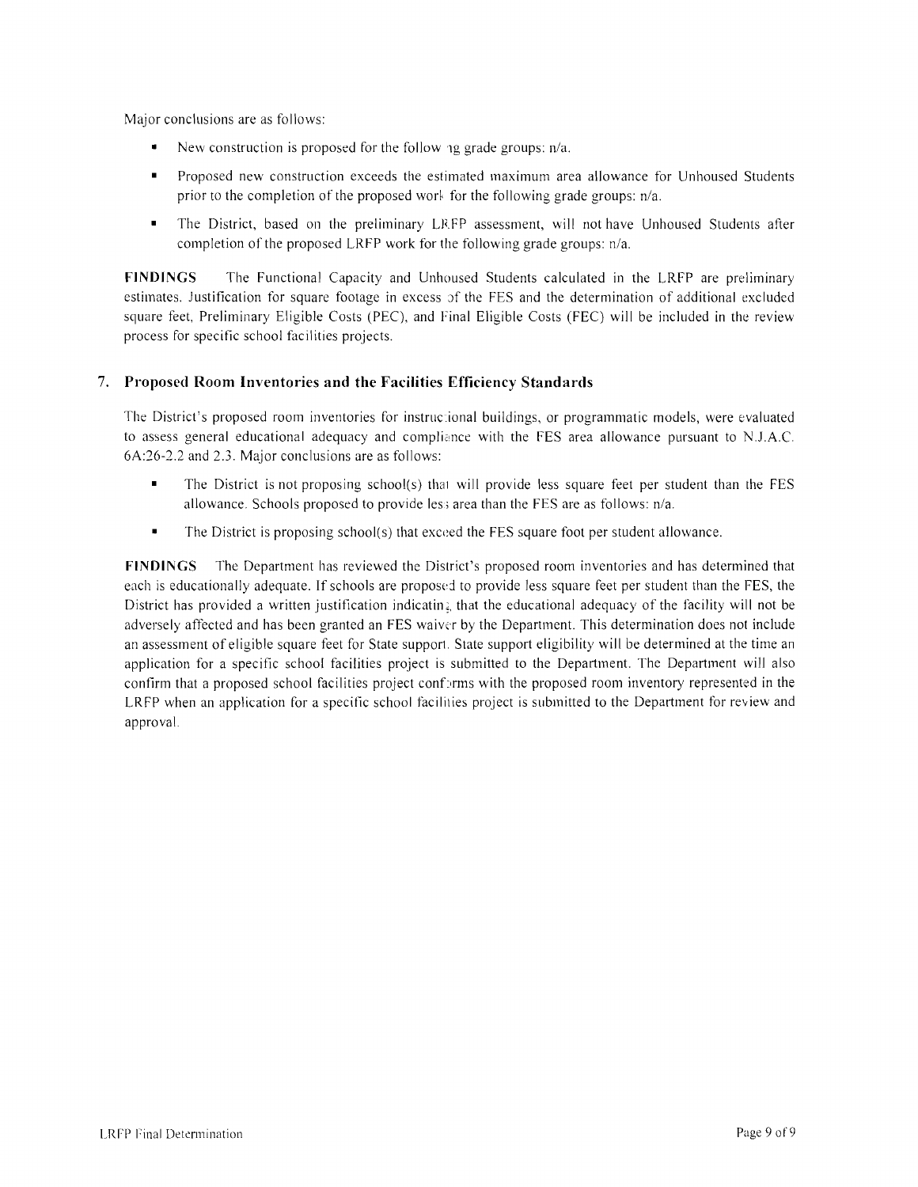Major conclusions are as follows:

- New construction is proposed for the following grade groups: n/a.
- Proposed new construction exceeds the estimated maximum area allowance for Unhoused Students prior to the completion of the proposed work for the following grade groups: n/a.
- The District, based on the preliminary LRFP assessment, will not have Unhoused Students after completion of the proposed LRFP work for the following grade groups: n/a.

**FINDINGS** The Functional Capacity and Unhoused Students calculated in the LRFP are preliminary estimates. Justification for square footage in excess of the FES and the determination of additional excluded square feet, Preliminary Eligible Costs (PEC), and Final Eligible Costs (FEC) will be included in the review process for specific school facilities projects.

## 7. Proposed Room Inventories and the Facilities Efficiency Standards

The District's proposed room inventories for instructional buildings, or programmatic models, were evaluated to assess general educational adequacy and compliance with the FES area allowance pursuant to N.J.A.C. 6A:26-2.2 and 2.3. Major conclusions are as follows:

- The District is not proposing school(s) that will provide less square feet per student than the FES allowance. Schools proposed to provide less area than the FES are as follows: n/a.
- The District is proposing school(s) that exceed the FES square foot per student allowance.

**FINDINGS** The Department has reviewed the District's proposed room inventories and has determined that each is educationally adequate. If schools are proposed to provide less square feet per student than the FES, the District has provided a written justification indicating that the educational adequacy of the facility will not be adversely affected and has been granted an FES waiver by the Department. This determination does not include an assessment of eligible square feet for State support. State support eligibility will be determined at the time an application for a specific school facilities project is submitted to the Department. The Department will also confirm that a proposed school facilities project conforms with the proposed room inventory represented in the LRFP when an application for a specific school facilities project is submitted to the Department for review and approval.